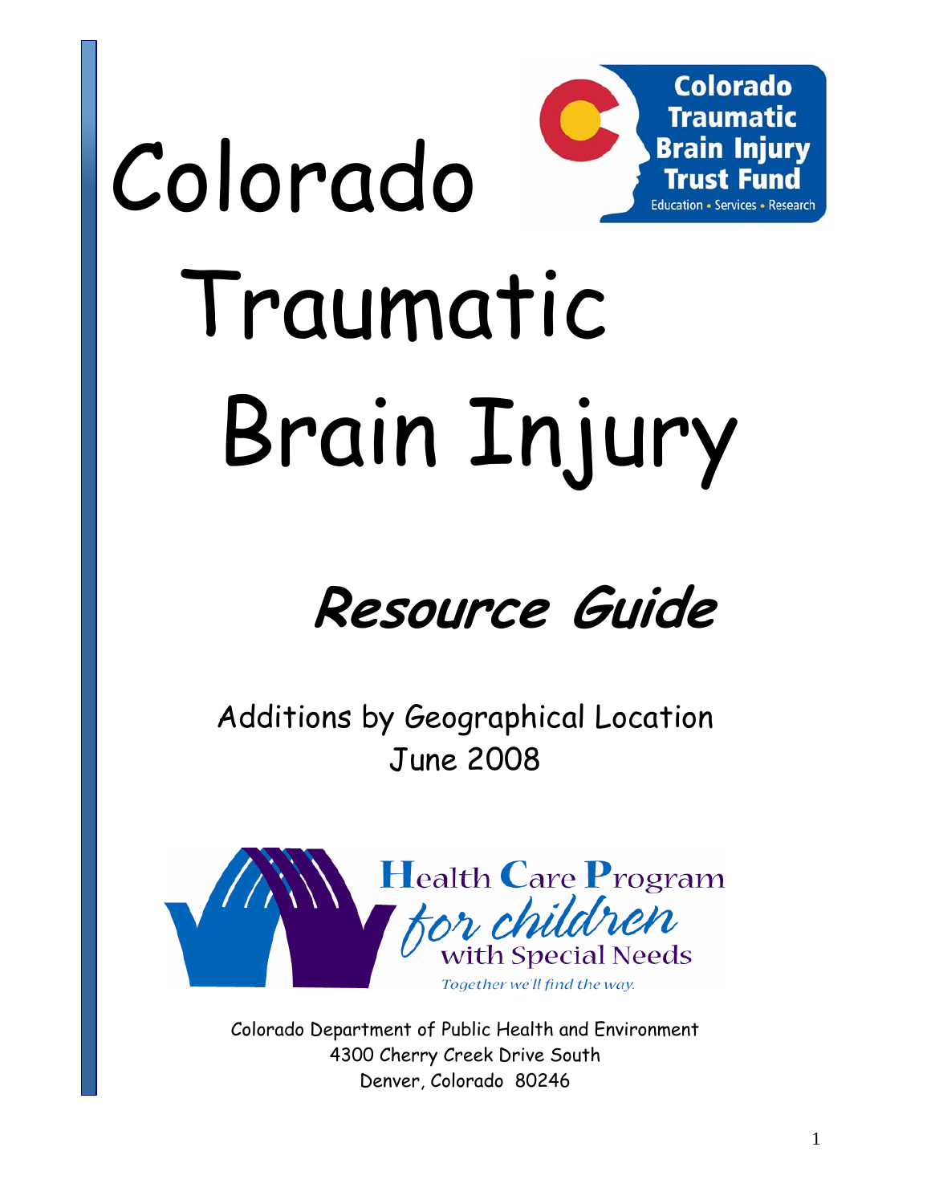# Colorado Traumatic Brain Injury

Colorado Traumatic Brain Injury Trust Fund

Education • Services • Research

## *Resource Guide*

Additions by Geographical Location

June 2008

Health Care Program for children with Special Needs

*Together we'll find the way.*

Colorado Department of Public Health and Environment

4300 Cherry Creek Drive South

Denver, Colorado 80246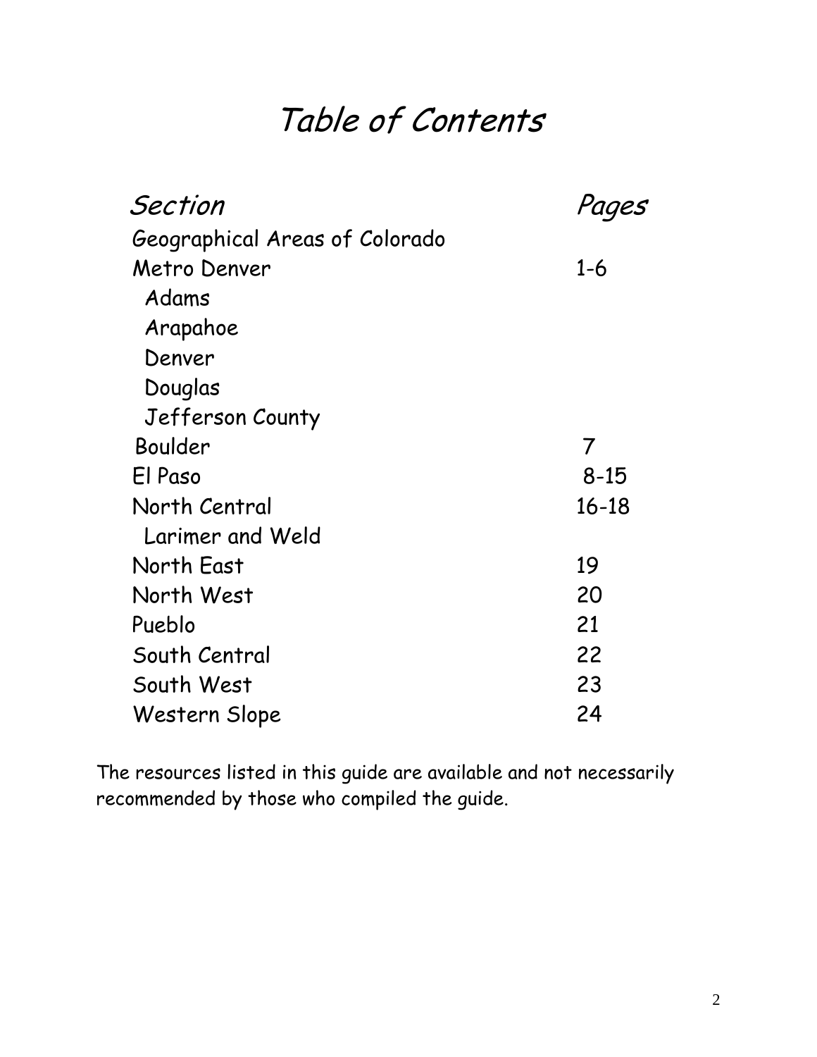# Table of Contents

| Section | Pages |
|---|---|
| Geographical Areas of Colorado | |
| Metro Denver | 1-6 |
| Adams | |
| Arapahoe | |
| Denver | |
| Douglas | |
| Jefferson County | |
| Boulder | 7 |
| El Paso | 8-15 |
| North Central | 16-18 |
| Larimer and Weld | |
| North East | 19 |
| North West | 20 |
| Pueblo | 21 |
| South Central | 22 |
| South West | 23 |
| Western Slope | 24 |

The resources listed in this guide are available and not necessarily recommended by those who compiled the guide.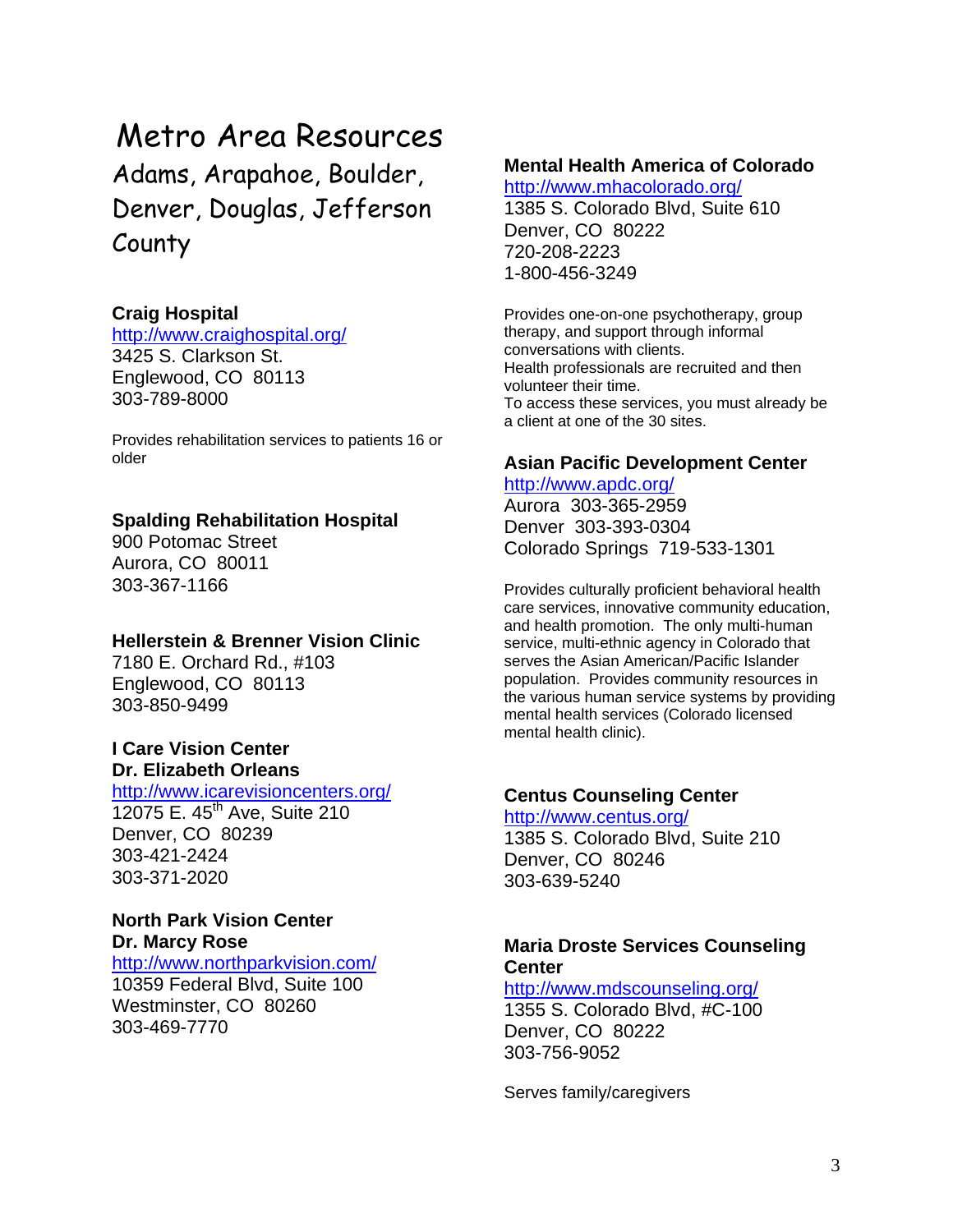# Metro Area Resources

## Adams, Arapahoe, Boulder, Denver, Douglas, Jefferson County

**Craig Hospital**
http://www.craighospital.org/
3425 S. Clarkson St.
Englewood, CO  80113
303-789-8000

Provides rehabilitation services to patients 16 or older

**Spalding Rehabilitation Hospital**
900 Potomac Street
Aurora, CO  80011
303-367-1166

**Hellerstein & Brenner Vision Clinic**
7180 E. Orchard Rd., #103
Englewood, CO  80113
303-850-9499

**I Care Vision Center**
**Dr. Elizabeth Orleans**
http://www.icarevisioncenters.org/
12075 E. 45th Ave, Suite 210
Denver, CO  80239
303-421-2424
303-371-2020

**North Park Vision Center**
**Dr. Marcy Rose**
http://www.northparkvision.com/
10359 Federal Blvd, Suite 100
Westminster, CO  80260
303-469-7770

**Mental Health America of Colorado**
http://www.mhacolorado.org/
1385 S. Colorado Blvd, Suite 610
Denver, CO  80222
720-208-2223
1-800-456-3249

Provides one-on-one psychotherapy, group therapy, and support through informal conversations with clients.
Health professionals are recruited and then volunteer their time.
To access these services, you must already be a client at one of the 30 sites.

**Asian Pacific Development Center**
http://www.apdc.org/
Aurora  303-365-2959
Denver  303-393-0304
Colorado Springs  719-533-1301

Provides culturally proficient behavioral health care services, innovative community education, and health promotion.  The only multi-human service, multi-ethnic agency in Colorado that serves the Asian American/Pacific Islander population.  Provides community resources in the various human service systems by providing mental health services (Colorado licensed mental health clinic).

**Centus Counseling Center**
http://www.centus.org/
1385 S. Colorado Blvd, Suite 210
Denver, CO  80246
303-639-5240

**Maria Droste Services Counseling Center**
http://www.mdscounseling.org/
1355 S. Colorado Blvd, #C-100
Denver, CO  80222
303-756-9052

Serves family/caregivers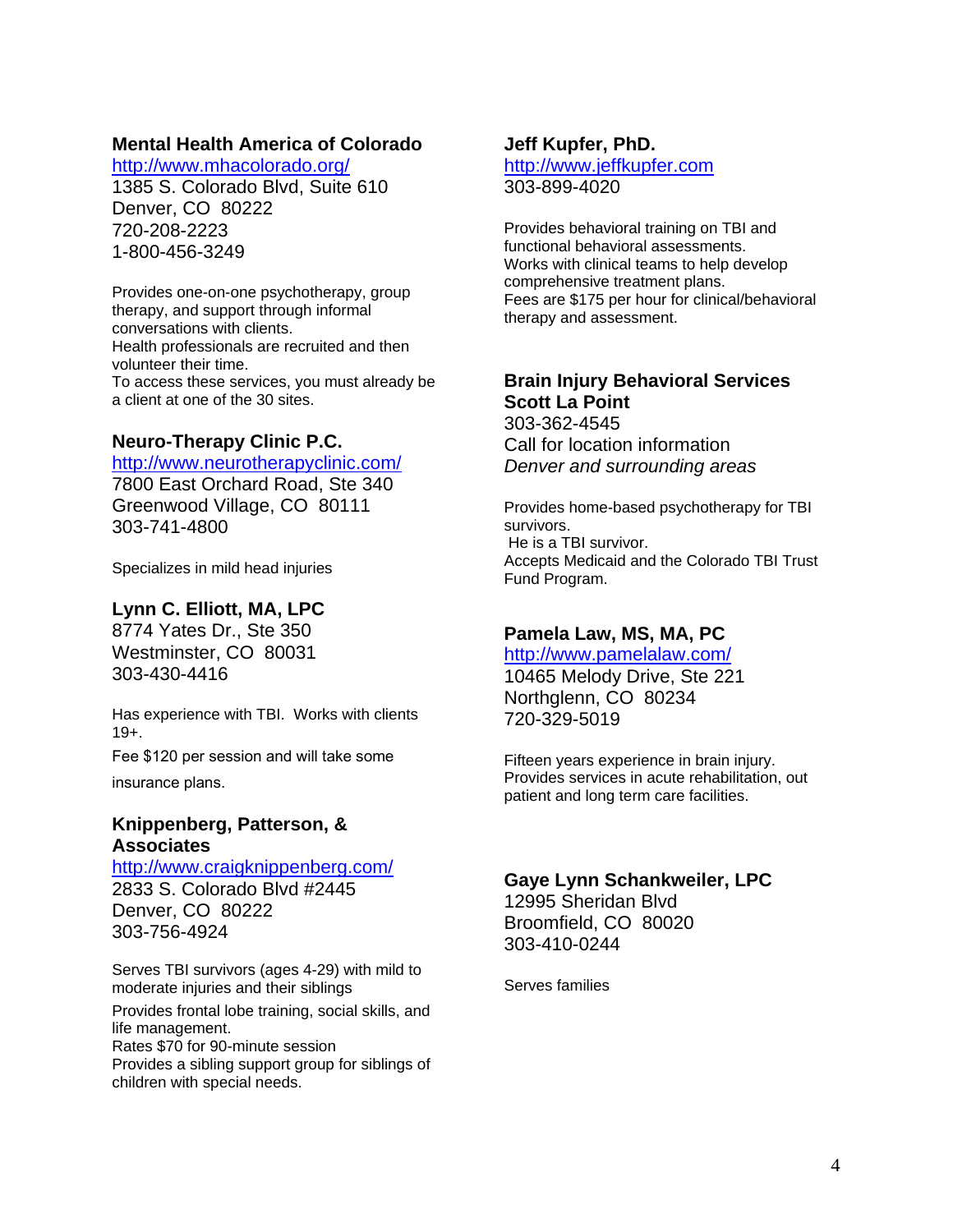### Mental Health America of Colorado

http://www.mhacolorado.org/
1385 S. Colorado Blvd, Suite 610
Denver, CO 80222
720-208-2223
1-800-456-3249

Provides one-on-one psychotherapy, group therapy, and support through informal conversations with clients.
Health professionals are recruited and then volunteer their time.
To access these services, you must already be a client at one of the 30 sites.

### Neuro-Therapy Clinic P.C.

http://www.neurotherapyclinic.com/
7800 East Orchard Road, Ste 340
Greenwood Village, CO 80111
303-741-4800

Specializes in mild head injuries

### Lynn C. Elliott, MA, LPC

8774 Yates Dr., Ste 350
Westminster, CO 80031
303-430-4416

Has experience with TBI. Works with clients 19+.
Fee $120 per session and will take some insurance plans.

### Knippenberg, Patterson, & Associates

http://www.craigknippenberg.com/
2833 S. Colorado Blvd #2445
Denver, CO 80222
303-756-4924

Serves TBI survivors (ages 4-29) with mild to moderate injuries and their siblings
Provides frontal lobe training, social skills, and life management.
Rates $70 for 90-minute session
Provides a sibling support group for siblings of children with special needs.

### Jeff Kupfer, PhD.

http://www.jeffkupfer.com
303-899-4020

Provides behavioral training on TBI and functional behavioral assessments.
Works with clinical teams to help develop comprehensive treatment plans.
Fees are $175 per hour for clinical/behavioral therapy and assessment.

### Brain Injury Behavioral Services Scott La Point

303-362-4545
Call for location information
*Denver and surrounding areas*

Provides home-based psychotherapy for TBI survivors.
He is a TBI survivor.
Accepts Medicaid and the Colorado TBI Trust Fund Program.

### Pamela Law, MS, MA, PC

http://www.pamelalaw.com/
10465 Melody Drive, Ste 221
Northglenn, CO 80234
720-329-5019

Fifteen years experience in brain injury.
Provides services in acute rehabilitation, out patient and long term care facilities.

### Gaye Lynn Schankweiler, LPC

12995 Sheridan Blvd
Broomfield, CO 80020
303-410-0244

Serves families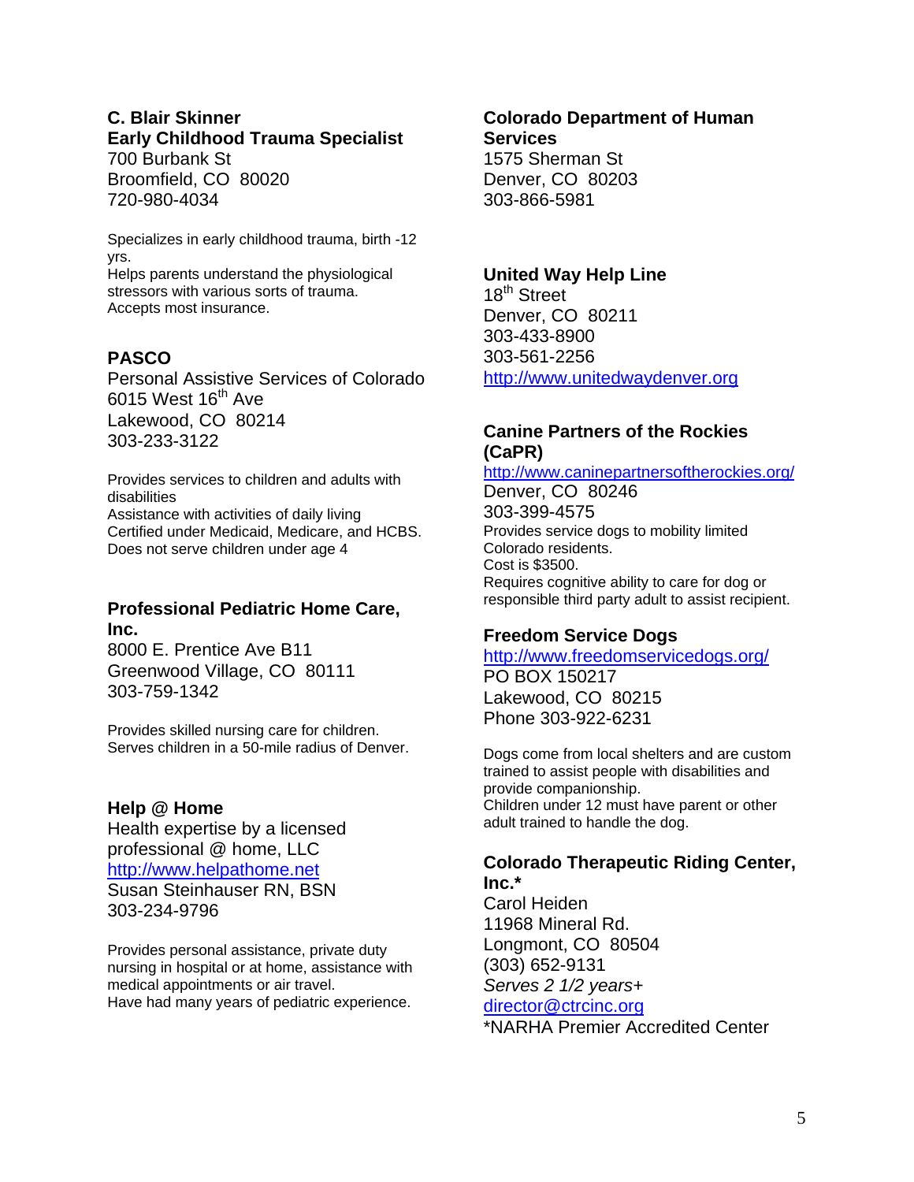**C. Blair Skinner**
**Early Childhood Trauma Specialist**
700 Burbank St
Broomfield, CO 80020
720-980-4034

Specializes in early childhood trauma, birth -12 yrs.
Helps parents understand the physiological stressors with various sorts of trauma.
Accepts most insurance.

**PASCO**
Personal Assistive Services of Colorado
6015 West 16th Ave
Lakewood, CO 80214
303-233-3122

Provides services to children and adults with disabilities
Assistance with activities of daily living
Certified under Medicaid, Medicare, and HCBS.
Does not serve children under age 4

**Professional Pediatric Home Care, Inc.**
8000 E. Prentice Ave B11
Greenwood Village, CO 80111
303-759-1342

Provides skilled nursing care for children.
Serves children in a 50-mile radius of Denver.

**Help @ Home**
Health expertise by a licensed professional @ home, LLC
http://www.helpathome.net
Susan Steinhauser RN, BSN
303-234-9796

Provides personal assistance, private duty nursing in hospital or at home, assistance with medical appointments or air travel.
Have had many years of pediatric experience.

**Colorado Department of Human Services**
1575 Sherman St
Denver, CO 80203
303-866-5981

**United Way Help Line**
18th Street
Denver, CO 80211
303-433-8900
303-561-2256
http://www.unitedwaydenver.org

**Canine Partners of the Rockies (CaPR)**
http://www.caninepartnersoftherockies.org/
Denver, CO 80246
303-399-4575
Provides service dogs to mobility limited Colorado residents.
Cost is $3500.
Requires cognitive ability to care for dog or responsible third party adult to assist recipient.

**Freedom Service Dogs**
http://www.freedomservicedogs.org/
PO BOX 150217
Lakewood, CO 80215
Phone 303-922-6231

Dogs come from local shelters and are custom trained to assist people with disabilities and provide companionship.
Children under 12 must have parent or other adult trained to handle the dog.

**Colorado Therapeutic Riding Center, Inc.***
Carol Heiden
11968 Mineral Rd.
Longmont, CO 80504
(303) 652-9131
*Serves 2 1/2 years+*
director@ctrcinc.org
*NARHA Premier Accredited Center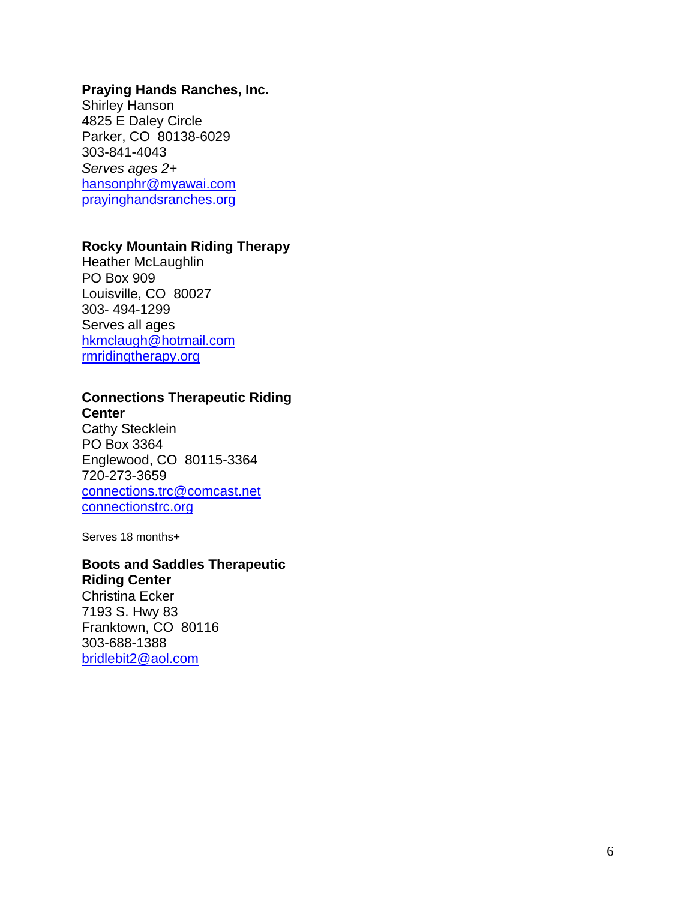**Praying Hands Ranches, Inc.**
Shirley Hanson
4825 E Daley Circle
Parker, CO 80138-6029
303-841-4043
*Serves ages 2+*
hansonphr@myawai.com
prayinghandsranches.org

**Rocky Mountain Riding Therapy**
Heather McLaughlin
PO Box 909
Louisville, CO 80027
303- 494-1299
Serves all ages
hkmclaugh@hotmail.com
rmridingtherapy.org

**Connections Therapeutic Riding Center**
Cathy Stecklein
PO Box 3364
Englewood, CO 80115-3364
720-273-3659
connections.trc@comcast.net
connectionstrc.org

Serves 18 months+

**Boots and Saddles Therapeutic Riding Center**
Christina Ecker
7193 S. Hwy 83
Franktown, CO 80116
303-688-1388
bridlebit2@aol.com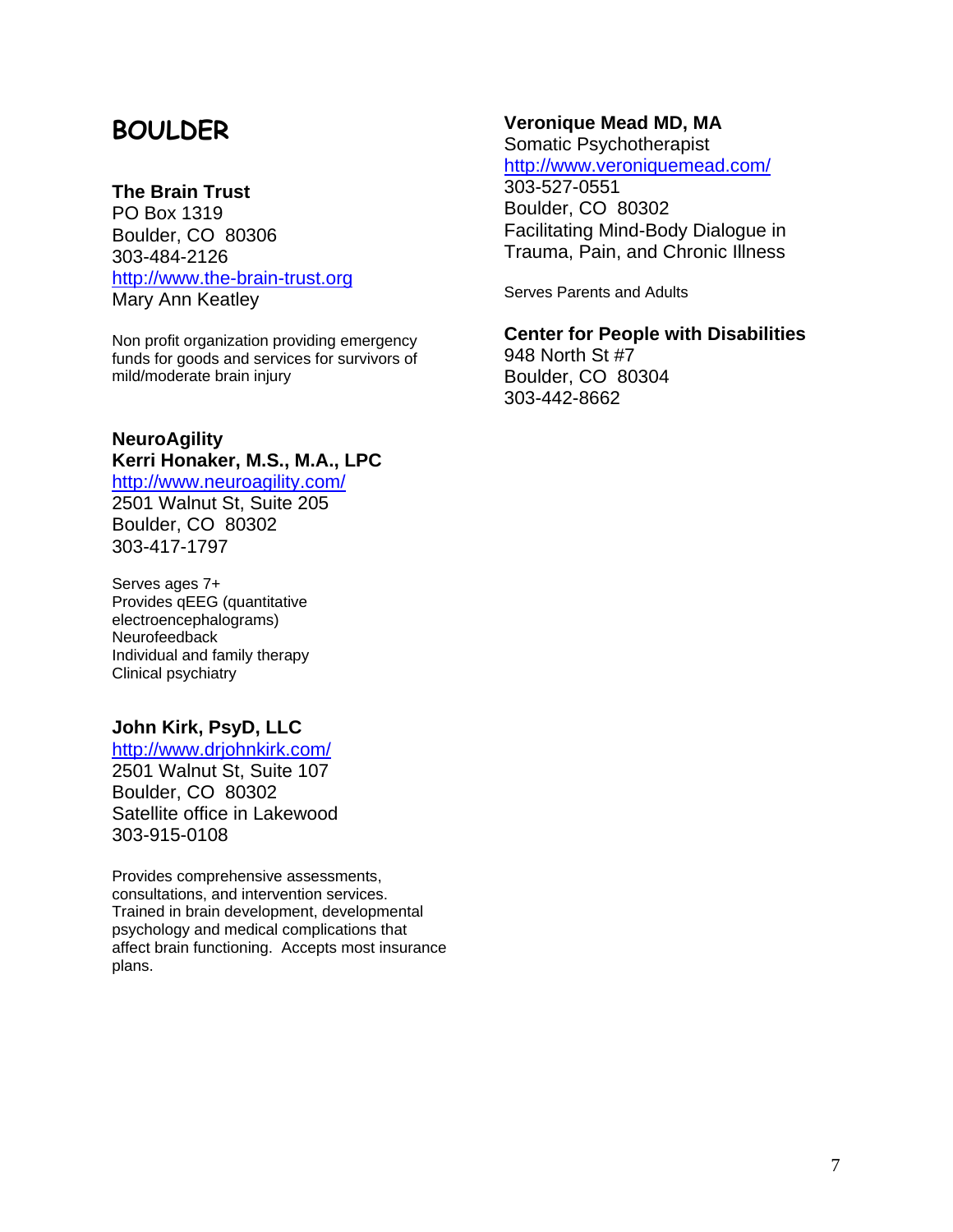# BOULDER

**The Brain Trust**
PO Box 1319
Boulder, CO 80306
303-484-2126
http://www.the-brain-trust.org
Mary Ann Keatley

Non profit organization providing emergency funds for goods and services for survivors of mild/moderate brain injury

**NeuroAgility**
**Kerri Honaker, M.S., M.A., LPC**
http://www.neuroagility.com/
2501 Walnut St, Suite 205
Boulder, CO 80302
303-417-1797

Serves ages 7+
Provides qEEG (quantitative electroencephalograms)
Neurofeedback
Individual and family therapy
Clinical psychiatry

**John Kirk, PsyD, LLC**
http://www.drjohnkirk.com/
2501 Walnut St, Suite 107
Boulder, CO 80302
Satellite office in Lakewood
303-915-0108

Provides comprehensive assessments, consultations, and intervention services. Trained in brain development, developmental psychology and medical complications that affect brain functioning. Accepts most insurance plans.

**Veronique Mead MD, MA**
Somatic Psychotherapist
http://www.veroniquemead.com/
303-527-0551
Boulder, CO 80302
Facilitating Mind-Body Dialogue in Trauma, Pain, and Chronic Illness

Serves Parents and Adults

**Center for People with Disabilities**
948 North St #7
Boulder, CO 80304
303-442-8662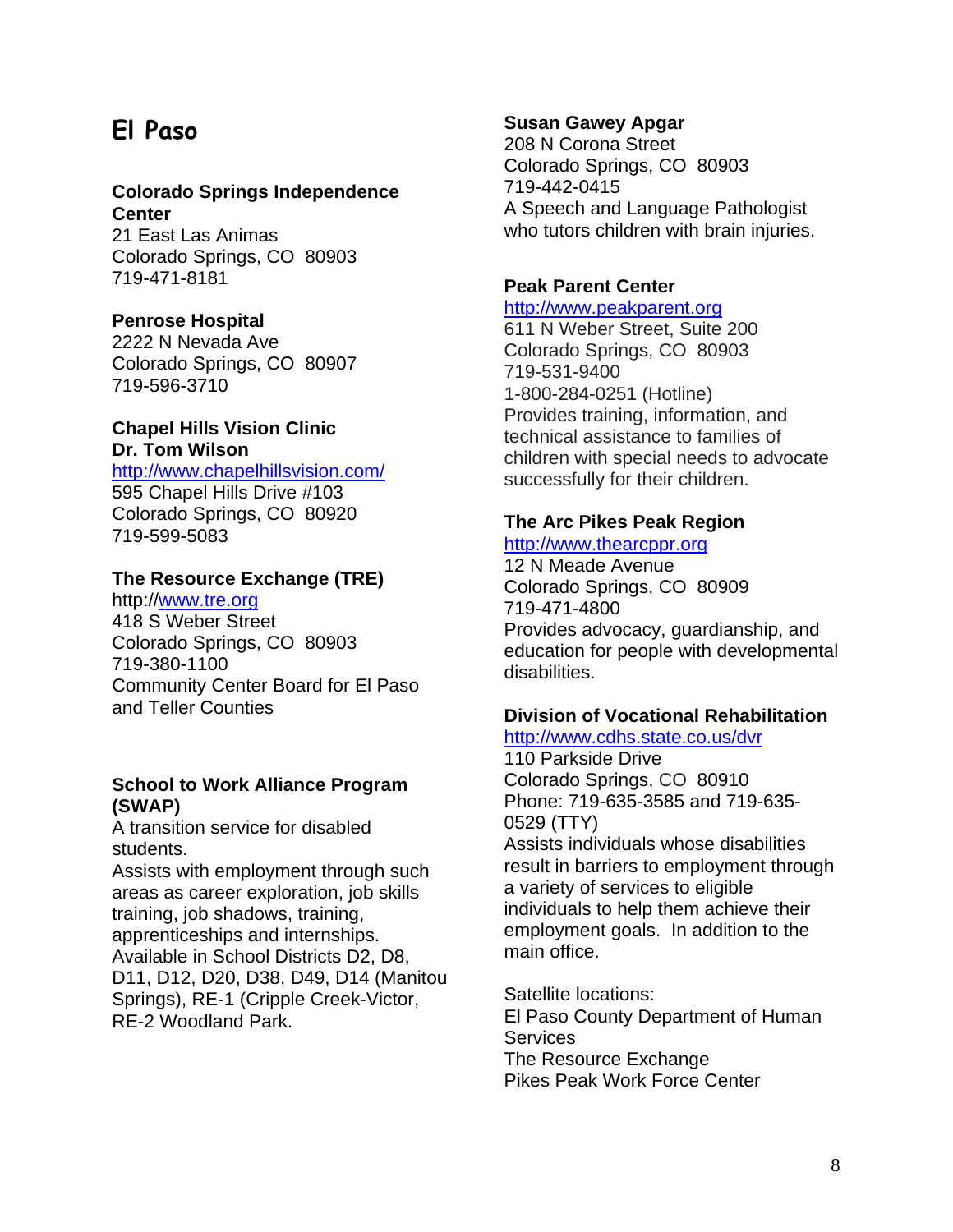# El Paso

**Colorado Springs Independence Center**
21 East Las Animas
Colorado Springs, CO 80903
719-471-8181

**Penrose Hospital**
2222 N Nevada Ave
Colorado Springs, CO 80907
719-596-3710

**Chapel Hills Vision Clinic**
**Dr. Tom Wilson**
http://www.chapelhillsvision.com/
595 Chapel Hills Drive #103
Colorado Springs, CO 80920
719-599-5083

**The Resource Exchange (TRE)**
http://www.tre.org
418 S Weber Street
Colorado Springs, CO 80903
719-380-1100
Community Center Board for El Paso and Teller Counties

**School to Work Alliance Program (SWAP)**
A transition service for disabled students.
Assists with employment through such areas as career exploration, job skills training, job shadows, training, apprenticeships and internships.
Available in School Districts D2, D8, D11, D12, D20, D38, D49, D14 (Manitou Springs), RE-1 (Cripple Creek-Victor, RE-2 Woodland Park.

**Susan Gawey Apgar**
208 N Corona Street
Colorado Springs, CO 80903
719-442-0415
A Speech and Language Pathologist who tutors children with brain injuries.

**Peak Parent Center**
http://www.peakparent.org
611 N Weber Street, Suite 200
Colorado Springs, CO 80903
719-531-9400
1-800-284-0251 (Hotline)
Provides training, information, and technical assistance to families of children with special needs to advocate successfully for their children.

**The Arc Pikes Peak Region**
http://www.thearcppr.org
12 N Meade Avenue
Colorado Springs, CO 80909
719-471-4800
Provides advocacy, guardianship, and education for people with developmental disabilities.

**Division of Vocational Rehabilitation**
http://www.cdhs.state.co.us/dvr
110 Parkside Drive
Colorado Springs, CO 80910
Phone: 719-635-3585 and 719-635-0529 (TTY)
Assists individuals whose disabilities result in barriers to employment through a variety of services to eligible individuals to help them achieve their employment goals. In addition to the main office.

Satellite locations:
El Paso County Department of Human Services
The Resource Exchange
Pikes Peak Work Force Center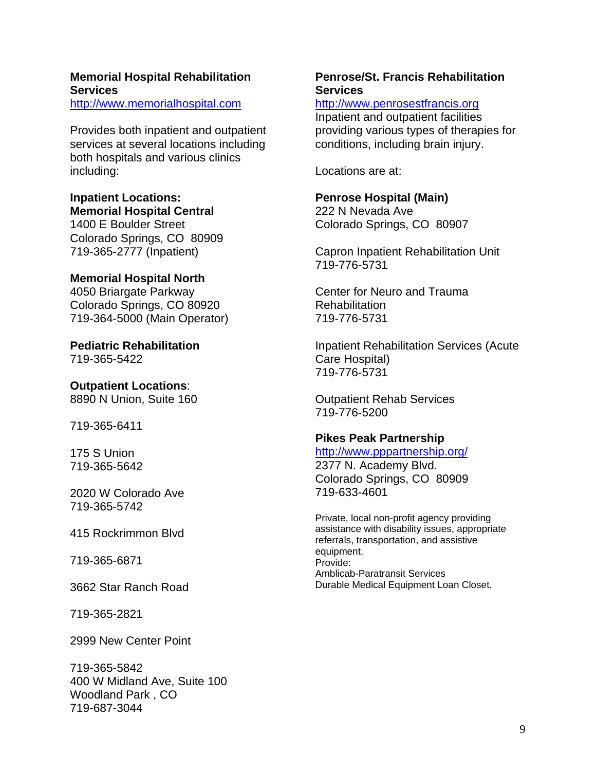**Memorial Hospital Rehabilitation Services**
http://www.memorialhospital.com

Provides both inpatient and outpatient services at several locations including both hospitals and various clinics including:

**Inpatient Locations:**
**Memorial Hospital Central**
1400 E Boulder Street
Colorado Springs, CO 80909
719-365-2777 (Inpatient)

**Memorial Hospital North**
4050 Briargate Parkway
Colorado Springs, CO 80920
719-364-5000 (Main Operator)

**Pediatric Rehabilitation**
719-365-5422

**Outpatient Locations**:
8890 N Union, Suite 160

719-365-6411

175 S Union
719-365-5642

2020 W Colorado Ave
719-365-5742

415 Rockrimmon Blvd

719-365-6871

3662 Star Ranch Road

719-365-2821

2999 New Center Point

719-365-5842
400 W Midland Ave, Suite 100
Woodland Park , CO
719-687-3044

**Penrose/St. Francis Rehabilitation Services**
http://www.penrosestfrancis.org
Inpatient and outpatient facilities providing various types of therapies for conditions, including brain injury.

Locations are at:

**Penrose Hospital (Main)**
222 N Nevada Ave
Colorado Springs, CO 80907

Capron Inpatient Rehabilitation Unit
719-776-5731

Center for Neuro and Trauma Rehabilitation
719-776-5731

Inpatient Rehabilitation Services (Acute Care Hospital)
719-776-5731

Outpatient Rehab Services
719-776-5200

**Pikes Peak Partnership**
http://www.pppartnership.org/
2377 N. Academy Blvd.
Colorado Springs, CO 80909
719-633-4601

Private, local non-profit agency providing assistance with disability issues, appropriate referrals, transportation, and assistive equipment.
Provide:
Amblicab-Paratransit Services
Durable Medical Equipment Loan Closet.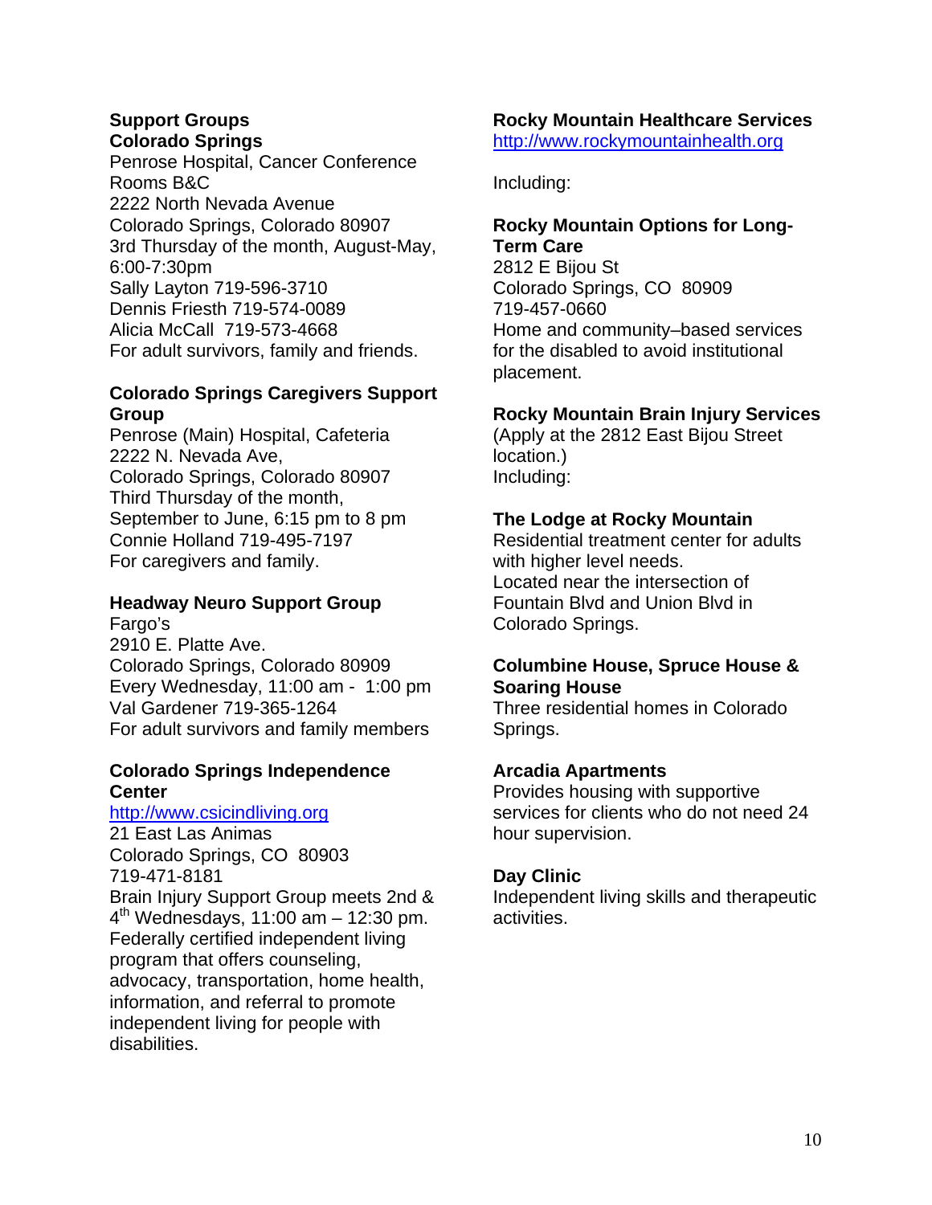**Support Groups**
**Colorado Springs**
Penrose Hospital, Cancer Conference Rooms B&C
2222 North Nevada Avenue
Colorado Springs, Colorado 80907
3rd Thursday of the month, August-May, 6:00-7:30pm
Sally Layton 719-596-3710
Dennis Friesth 719-574-0089
Alicia McCall 719-573-4668
For adult survivors, family and friends.

**Colorado Springs Caregivers Support Group**
Penrose (Main) Hospital, Cafeteria
2222 N. Nevada Ave,
Colorado Springs, Colorado 80907
Third Thursday of the month, September to June, 6:15 pm to 8 pm
Connie Holland 719-495-7197
For caregivers and family.

**Headway Neuro Support Group**
Fargo's
2910 E. Platte Ave.
Colorado Springs, Colorado 80909
Every Wednesday, 11:00 am - 1:00 pm
Val Gardener 719-365-1264
For adult survivors and family members

**Colorado Springs Independence Center**
http://www.csicindliving.org
21 East Las Animas
Colorado Springs, CO 80903
719-471-8181
Brain Injury Support Group meets 2nd & 4th Wednesdays, 11:00 am – 12:30 pm.
Federally certified independent living program that offers counseling, advocacy, transportation, home health, information, and referral to promote independent living for people with disabilities.

**Rocky Mountain Healthcare Services**
http://www.rockymountainhealth.org

Including:

**Rocky Mountain Options for Long-Term Care**
2812 E Bijou St
Colorado Springs, CO 80909
719-457-0660
Home and community–based services for the disabled to avoid institutional placement.

**Rocky Mountain Brain Injury Services**
(Apply at the 2812 East Bijou Street location.)
Including:

**The Lodge at Rocky Mountain**
Residential treatment center for adults with higher level needs.
Located near the intersection of Fountain Blvd and Union Blvd in Colorado Springs.

**Columbine House, Spruce House & Soaring House**
Three residential homes in Colorado Springs.

**Arcadia Apartments**
Provides housing with supportive services for clients who do not need 24 hour supervision.

**Day Clinic**
Independent living skills and therapeutic activities.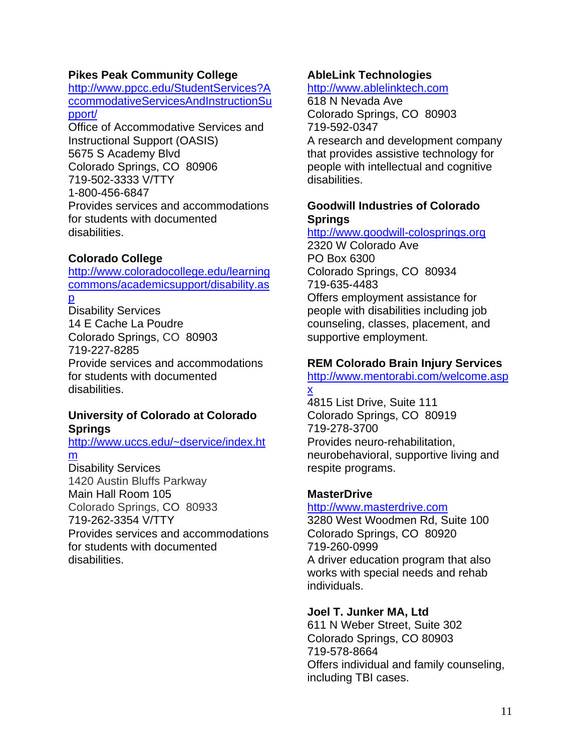**Pikes Peak Community College**
http://www.ppcc.edu/StudentServices?AccommodativeServicesAndInstructionSupport/
Office of Accommodative Services and Instructional Support (OASIS)
5675 S Academy Blvd
Colorado Springs, CO 80906
719-502-3333 V/TTY
1-800-456-6847
Provides services and accommodations for students with documented disabilities.

**Colorado College**
http://www.coloradocollege.edu/learningcommons/academicsupport/disability.asp
Disability Services
14 E Cache La Poudre
Colorado Springs, CO 80903
719-227-8285
Provide services and accommodations for students with documented disabilities.

**University of Colorado at Colorado Springs**
http://www.uccs.edu/~dservice/index.htm
Disability Services
1420 Austin Bluffs Parkway
Main Hall Room 105
Colorado Springs, CO 80933
719-262-3354 V/TTY
Provides services and accommodations for students with documented disabilities.

**AbleLink Technologies**
http://www.ablelinktech.com
618 N Nevada Ave
Colorado Springs, CO 80903
719-592-0347
A research and development company that provides assistive technology for people with intellectual and cognitive disabilities.

**Goodwill Industries of Colorado Springs**
http://www.goodwill-colosprings.org
2320 W Colorado Ave
PO Box 6300
Colorado Springs, CO 80934
719-635-4483
Offers employment assistance for people with disabilities including job counseling, classes, placement, and supportive employment.

**REM Colorado Brain Injury Services**
http://www.mentorabi.com/welcome.aspx
4815 List Drive, Suite 111
Colorado Springs, CO 80919
719-278-3700
Provides neuro-rehabilitation, neurobehavioral, supportive living and respite programs.

**MasterDrive**
http://www.masterdrive.com
3280 West Woodmen Rd, Suite 100
Colorado Springs, CO 80920
719-260-0999
A driver education program that also works with special needs and rehab individuals.

**Joel T. Junker MA, Ltd**
611 N Weber Street, Suite 302
Colorado Springs, CO 80903
719-578-8664
Offers individual and family counseling, including TBI cases.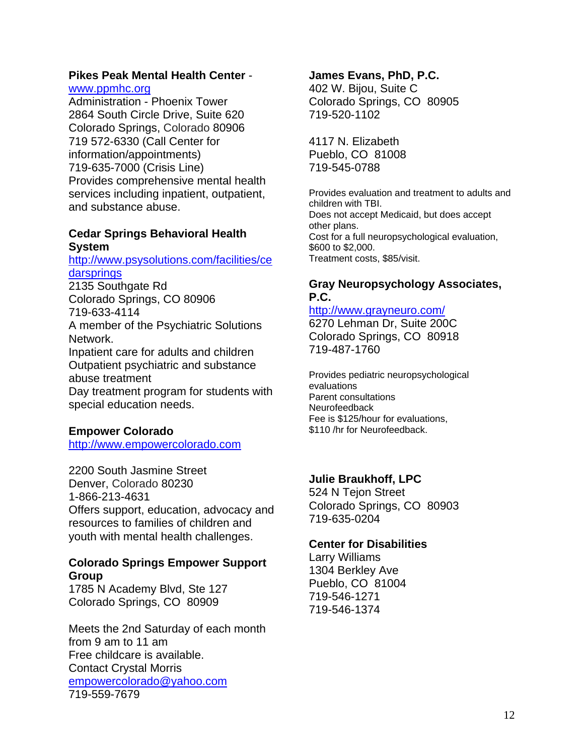**Pikes Peak Mental Health Center** - 
www.ppmhc.org
Administration - Phoenix Tower
2864 South Circle Drive, Suite 620
Colorado Springs, Colorado 80906
719 572-6330 (Call Center for information/appointments)
719-635-7000 (Crisis Line)
Provides comprehensive mental health services including inpatient, outpatient, and substance abuse.

**Cedar Springs Behavioral Health System**
http://www.psysolutions.com/facilities/cedarsprings
2135 Southgate Rd
Colorado Springs, CO 80906
719-633-4114
A member of the Psychiatric Solutions Network.
Inpatient care for adults and children
Outpatient psychiatric and substance abuse treatment
Day treatment program for students with special education needs.

**Empower Colorado**
http://www.empowercolorado.com

2200 South Jasmine Street
Denver, Colorado 80230
1-866-213-4631
Offers support, education, advocacy and resources to families of children and youth with mental health challenges.

**Colorado Springs Empower Support Group**
1785 N Academy Blvd, Ste 127
Colorado Springs, CO 80909

Meets the 2nd Saturday of each month from 9 am to 11 am
Free childcare is available.
Contact Crystal Morris
empowercolorado@yahoo.com
719-559-7679

**James Evans, PhD, P.C.**
402 W. Bijou, Suite C
Colorado Springs, CO 80905
719-520-1102

4117 N. Elizabeth
Pueblo, CO 81008
719-545-0788

Provides evaluation and treatment to adults and children with TBI.
Does not accept Medicaid, but does accept other plans.
Cost for a full neuropsychological evaluation, $600 to $2,000.
Treatment costs, $85/visit.

**Gray Neuropsychology Associates, P.C.**
http://www.grayneuro.com/
6270 Lehman Dr, Suite 200C
Colorado Springs, CO 80918
719-487-1760

Provides pediatric neuropsychological evaluations
Parent consultations
Neurofeedback
Fee is $125/hour for evaluations, $110 /hr for Neurofeedback.

**Julie Braukhoff, LPC**
524 N Tejon Street
Colorado Springs, CO 80903
719-635-0204

**Center for Disabilities**
Larry Williams
1304 Berkley Ave
Pueblo, CO 81004
719-546-1271
719-546-1374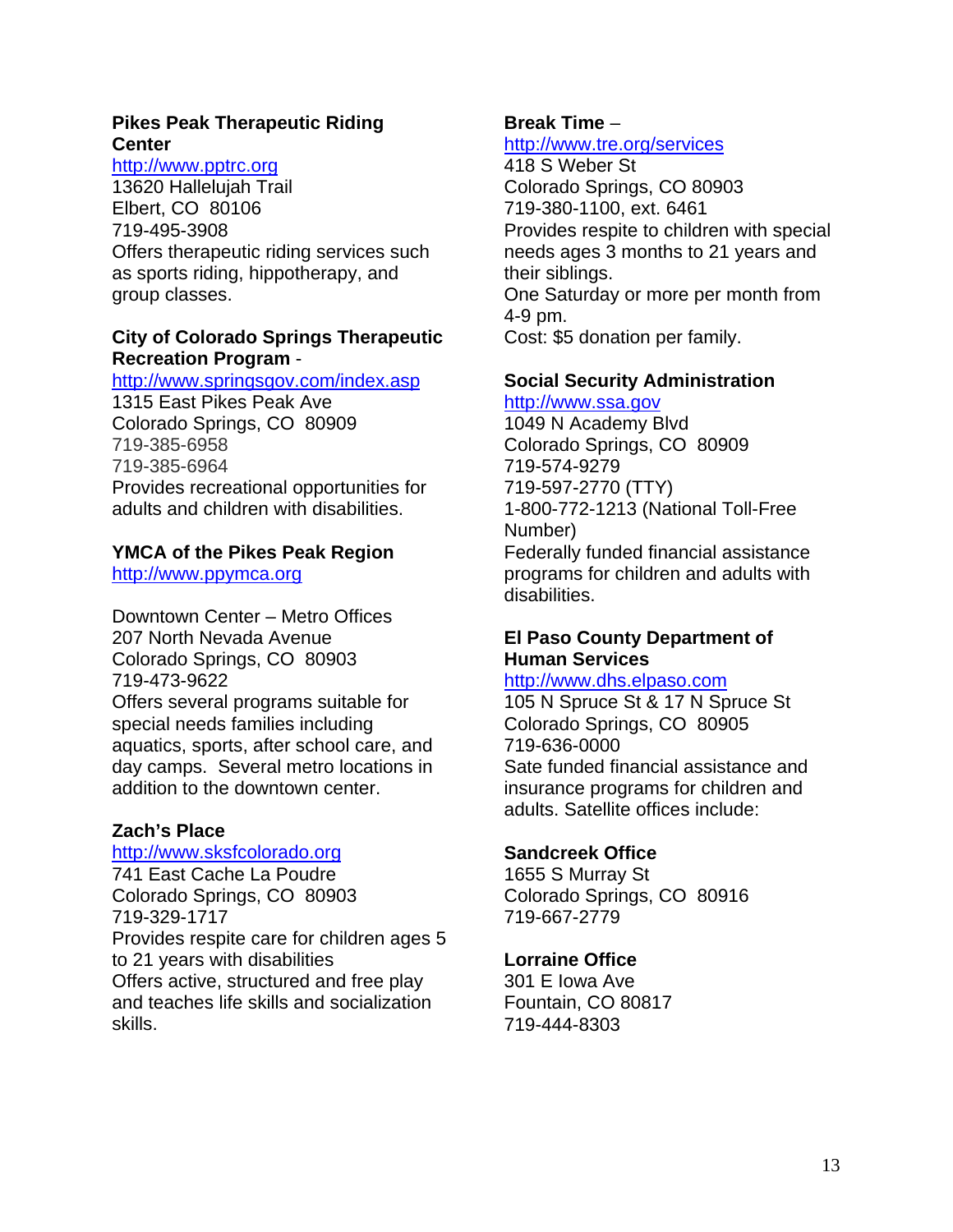**Pikes Peak Therapeutic Riding Center**
http://www.pptrc.org
13620 Hallelujah Trail
Elbert, CO 80106
719-495-3908
Offers therapeutic riding services such as sports riding, hippotherapy, and group classes.

**City of Colorado Springs Therapeutic Recreation Program** -
http://www.springsgov.com/index.asp
1315 East Pikes Peak Ave
Colorado Springs, CO 80909
719-385-6958
719-385-6964
Provides recreational opportunities for adults and children with disabilities.

**YMCA of the Pikes Peak Region**
http://www.ppymca.org

Downtown Center – Metro Offices
207 North Nevada Avenue
Colorado Springs, CO 80903
719-473-9622
Offers several programs suitable for special needs families including aquatics, sports, after school care, and day camps. Several metro locations in addition to the downtown center.

**Zach's Place**
http://www.sksfcolorado.org
741 East Cache La Poudre
Colorado Springs, CO 80903
719-329-1717
Provides respite care for children ages 5 to 21 years with disabilities
Offers active, structured and free play and teaches life skills and socialization skills.

**Break Time** –
http://www.tre.org/services
418 S Weber St
Colorado Springs, CO 80903
719-380-1100, ext. 6461
Provides respite to children with special needs ages 3 months to 21 years and their siblings.
One Saturday or more per month from 4-9 pm.
Cost: $5 donation per family.

**Social Security Administration**
http://www.ssa.gov
1049 N Academy Blvd
Colorado Springs, CO 80909
719-574-9279
719-597-2770 (TTY)
1-800-772-1213 (National Toll-Free Number)
Federally funded financial assistance programs for children and adults with disabilities.

**El Paso County Department of Human Services**
http://www.dhs.elpaso.com
105 N Spruce St & 17 N Spruce St
Colorado Springs, CO 80905
719-636-0000
Sate funded financial assistance and insurance programs for children and adults. Satellite offices include:

**Sandcreek Office**
1655 S Murray St
Colorado Springs, CO 80916
719-667-2779

**Lorraine Office**
301 E Iowa Ave
Fountain, CO 80817
719-444-8303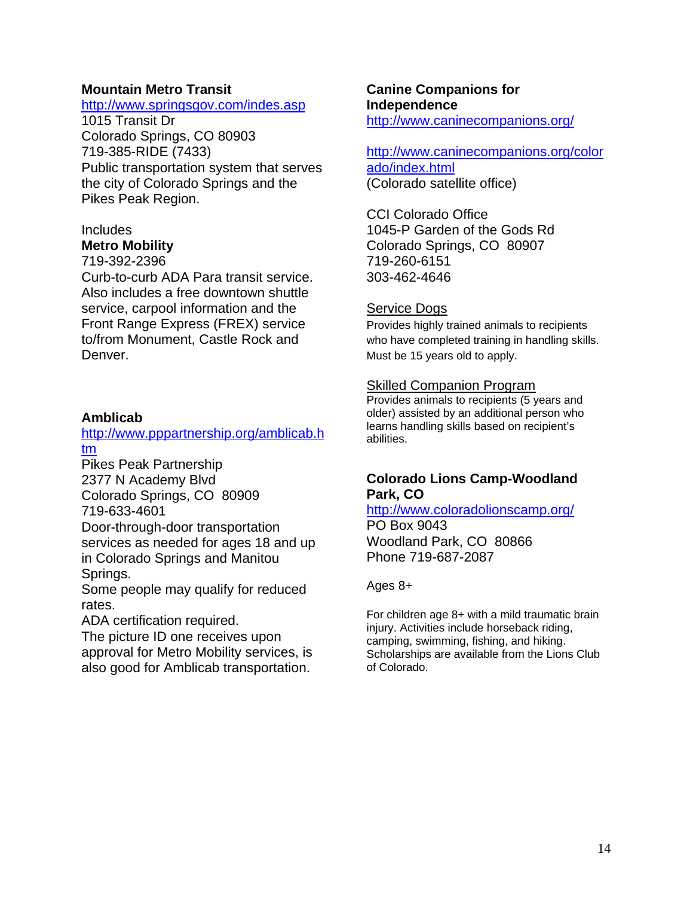**Mountain Metro Transit**
http://www.springsgov.com/indes.asp
1015 Transit Dr
Colorado Springs, CO 80903
719-385-RIDE (7433)
Public transportation system that serves the city of Colorado Springs and the Pikes Peak Region.

Includes
**Metro Mobility**
719-392-2396
Curb-to-curb ADA Para transit service. Also includes a free downtown shuttle service, carpool information and the Front Range Express (FREX) service to/from Monument, Castle Rock and Denver.

**Amblicab**
http://www.pppartnership.org/amblicab.htm
Pikes Peak Partnership
2377 N Academy Blvd
Colorado Springs, CO 80909
719-633-4601
Door-through-door transportation services as needed for ages 18 and up in Colorado Springs and Manitou Springs.
Some people may qualify for reduced rates.
ADA certification required.
The picture ID one receives upon approval for Metro Mobility services, is also good for Amblicab transportation.

**Canine Companions for Independence**
http://www.caninecompanions.org/

http://www.caninecompanions.org/colorado/index.html
(Colorado satellite office)

CCI Colorado Office
1045-P Garden of the Gods Rd
Colorado Springs, CO 80907
719-260-6151
303-462-4646

Service Dogs
Provides highly trained animals to recipients who have completed training in handling skills. Must be 15 years old to apply.

Skilled Companion Program
Provides animals to recipients (5 years and older) assisted by an additional person who learns handling skills based on recipient's abilities.

**Colorado Lions Camp-Woodland Park, CO**
http://www.coloradolionscamp.org/
PO Box 9043
Woodland Park, CO 80866
Phone 719-687-2087

Ages 8+

For children age 8+ with a mild traumatic brain injury. Activities include horseback riding, camping, swimming, fishing, and hiking. Scholarships are available from the Lions Club of Colorado.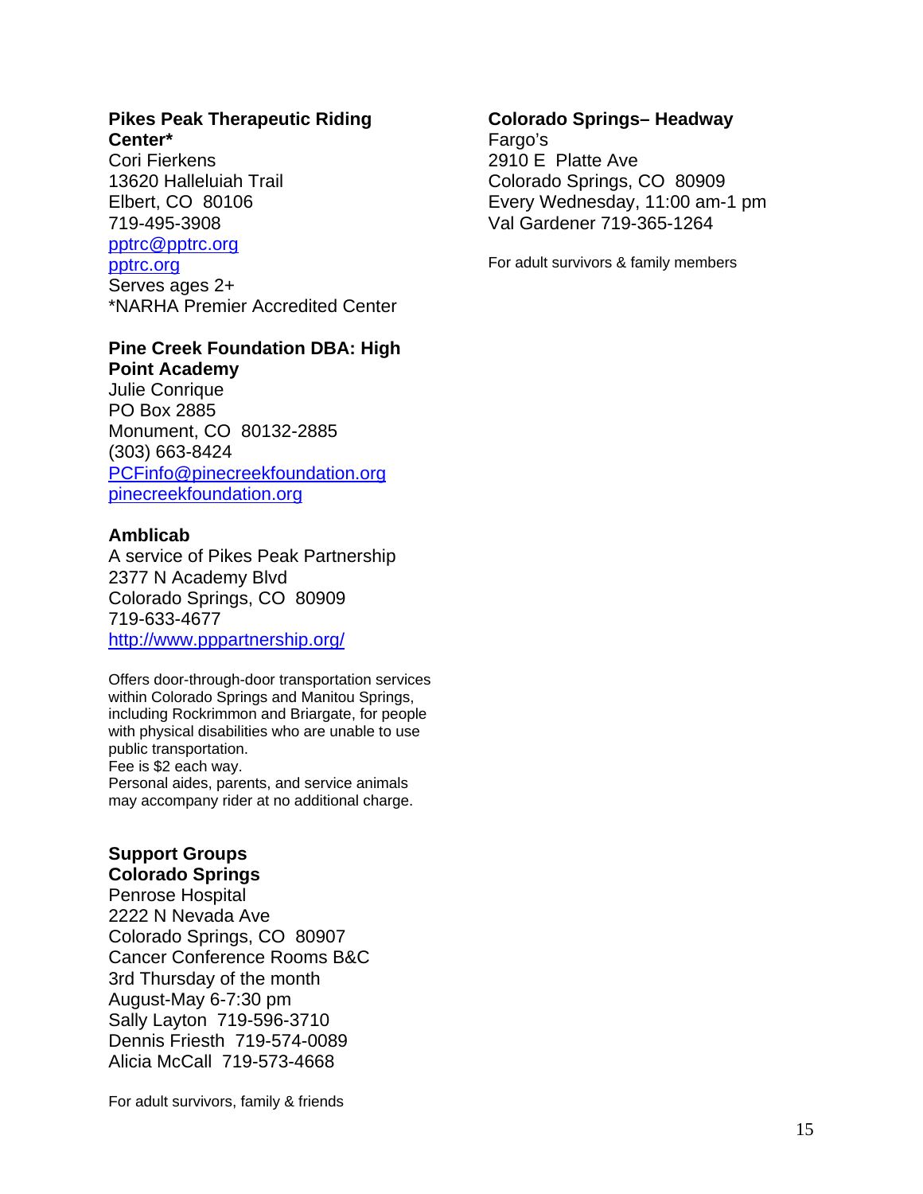**Pikes Peak Therapeutic Riding Center***

Cori Fierkens
13620 Halleluiah Trail
Elbert, CO 80106
719-495-3908
pptrc@pptrc.org
pptrc.org
Serves ages 2+
*NARHA Premier Accredited Center

**Pine Creek Foundation DBA: High Point Academy**

Julie Conrique
PO Box 2885
Monument, CO 80132-2885
(303) 663-8424
PCFinfo@pinecreekfoundation.org
pinecreekfoundation.org

**Amblicab**

A service of Pikes Peak Partnership
2377 N Academy Blvd
Colorado Springs, CO 80909
719-633-4677
http://www.pppartnership.org/

Offers door-through-door transportation services within Colorado Springs and Manitou Springs, including Rockrimmon and Briargate, for people with physical disabilities who are unable to use public transportation.
Fee is $2 each way.
Personal aides, parents, and service animals may accompany rider at no additional charge.

**Support Groups**
**Colorado Springs**

Penrose Hospital
2222 N Nevada Ave
Colorado Springs, CO 80907
Cancer Conference Rooms B&C
3rd Thursday of the month
August-May 6-7:30 pm
Sally Layton 719-596-3710
Dennis Friesth 719-574-0089
Alicia McCall 719-573-4668

For adult survivors, family & friends

**Colorado Springs– Headway**

Fargo's
2910 E Platte Ave
Colorado Springs, CO 80909
Every Wednesday, 11:00 am-1 pm
Val Gardener 719-365-1264

For adult survivors & family members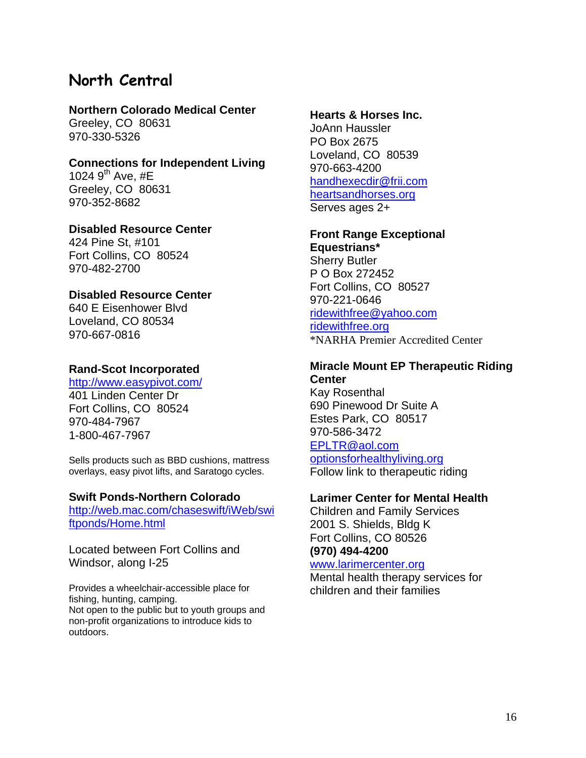# North Central

**Northern Colorado Medical Center**
Greeley, CO 80631
970-330-5326

**Connections for Independent Living**
1024 9th Ave, #E
Greeley, CO 80631
970-352-8682

**Disabled Resource Center**
424 Pine St, #101
Fort Collins, CO 80524
970-482-2700

**Disabled Resource Center**
640 E Eisenhower Blvd
Loveland, CO 80534
970-667-0816

**Rand-Scot Incorporated**
http://www.easypivot.com/
401 Linden Center Dr
Fort Collins, CO 80524
970-484-7967
1-800-467-7967

Sells products such as BBD cushions, mattress overlays, easy pivot lifts, and Saratogo cycles.

**Swift Ponds-Northern Colorado**
http://web.mac.com/chaseswift/iWeb/swiftponds/Home.html

Located between Fort Collins and Windsor, along I-25

Provides a wheelchair-accessible place for fishing, hunting, camping.
Not open to the public but to youth groups and non-profit organizations to introduce kids to outdoors.

**Hearts & Horses Inc.**
JoAnn Haussler
PO Box 2675
Loveland, CO 80539
970-663-4200
handhexecdir@frii.com
heartsandhorses.org
Serves ages 2+

**Front Range Exceptional Equestrians***
Sherry Butler
P O Box 272452
Fort Collins, CO 80527
970-221-0646
ridewithfree@yahoo.com
ridewithfree.org
*NARHA Premier Accredited Center

**Miracle Mount EP Therapeutic Riding Center**
Kay Rosenthal
690 Pinewood Dr Suite A
Estes Park, CO 80517
970-586-3472
EPLTR@aol.com
optionsforhealthyliving.org
Follow link to therapeutic riding

**Larimer Center for Mental Health**
Children and Family Services
2001 S. Shields, Bldg K
Fort Collins, CO 80526
**(970) 494-4200**
www.larimercenter.org
Mental health therapy services for children and their families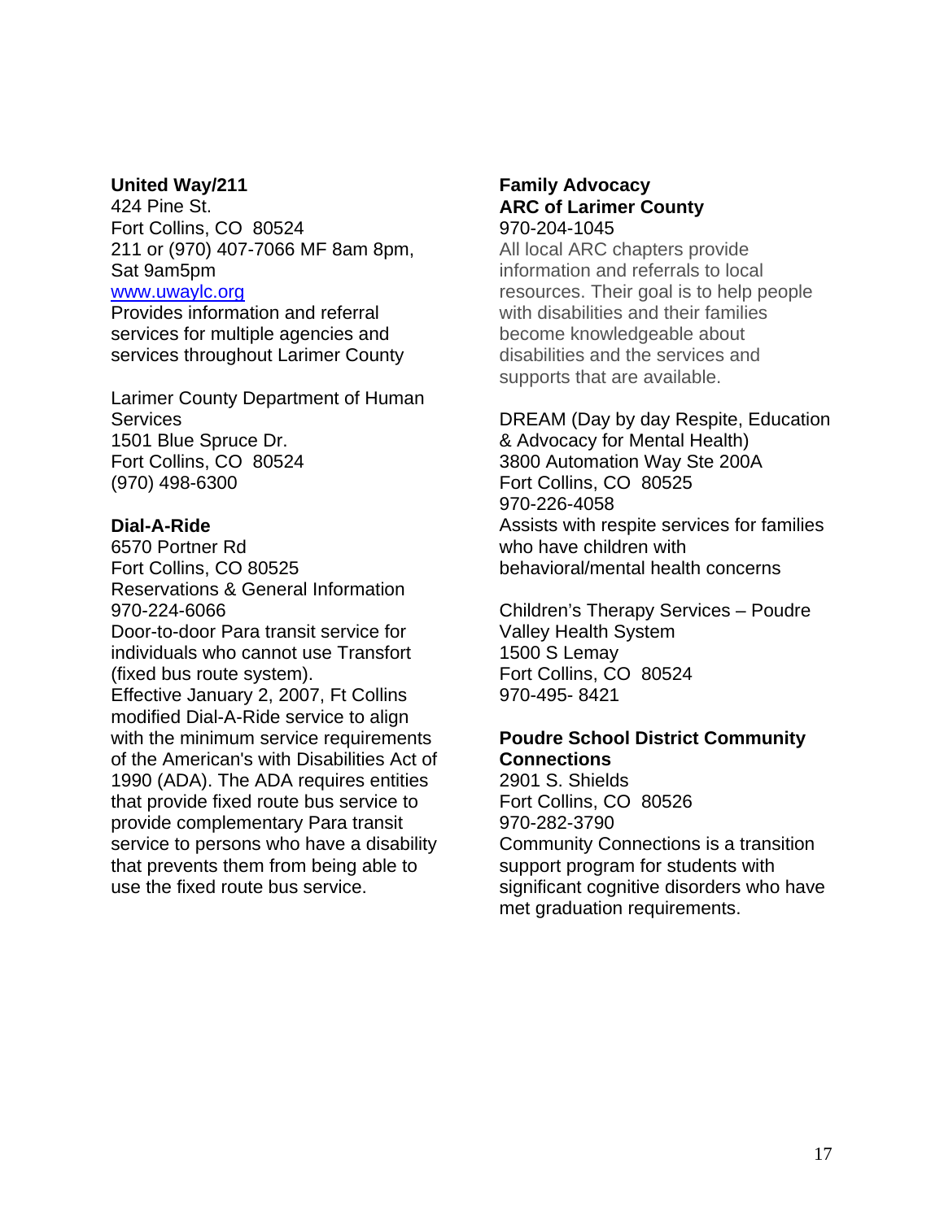**United Way/211**
424 Pine St.
Fort Collins, CO 80524
211 or (970) 407-7066 MF 8am 8pm, Sat 9am5pm
[www.uwaylc.org](http://www.uwaylc.org)
Provides information and referral services for multiple agencies and services throughout Larimer County

Larimer County Department of Human Services
1501 Blue Spruce Dr.
Fort Collins, CO 80524
(970) 498-6300

**Dial-A-Ride**
6570 Portner Rd
Fort Collins, CO 80525
Reservations & General Information
970-224-6066
Door-to-door Para transit service for individuals who cannot use Transfort (fixed bus route system).
Effective January 2, 2007, Ft Collins modified Dial-A-Ride service to align with the minimum service requirements of the American's with Disabilities Act of 1990 (ADA). The ADA requires entities that provide fixed route bus service to provide complementary Para transit service to persons who have a disability that prevents them from being able to use the fixed route bus service.

**Family Advocacy**
**ARC of Larimer County**
970-204-1045
All local ARC chapters provide information and referrals to local resources. Their goal is to help people with disabilities and their families become knowledgeable about disabilities and the services and supports that are available.

DREAM (Day by day Respite, Education & Advocacy for Mental Health)
3800 Automation Way Ste 200A
Fort Collins, CO 80525
970-226-4058
Assists with respite services for families who have children with behavioral/mental health concerns

Children's Therapy Services – Poudre Valley Health System
1500 S Lemay
Fort Collins, CO 80524
970-495- 8421

**Poudre School District Community Connections**
2901 S. Shields
Fort Collins, CO 80526
970-282-3790
Community Connections is a transition support program for students with significant cognitive disorders who have met graduation requirements.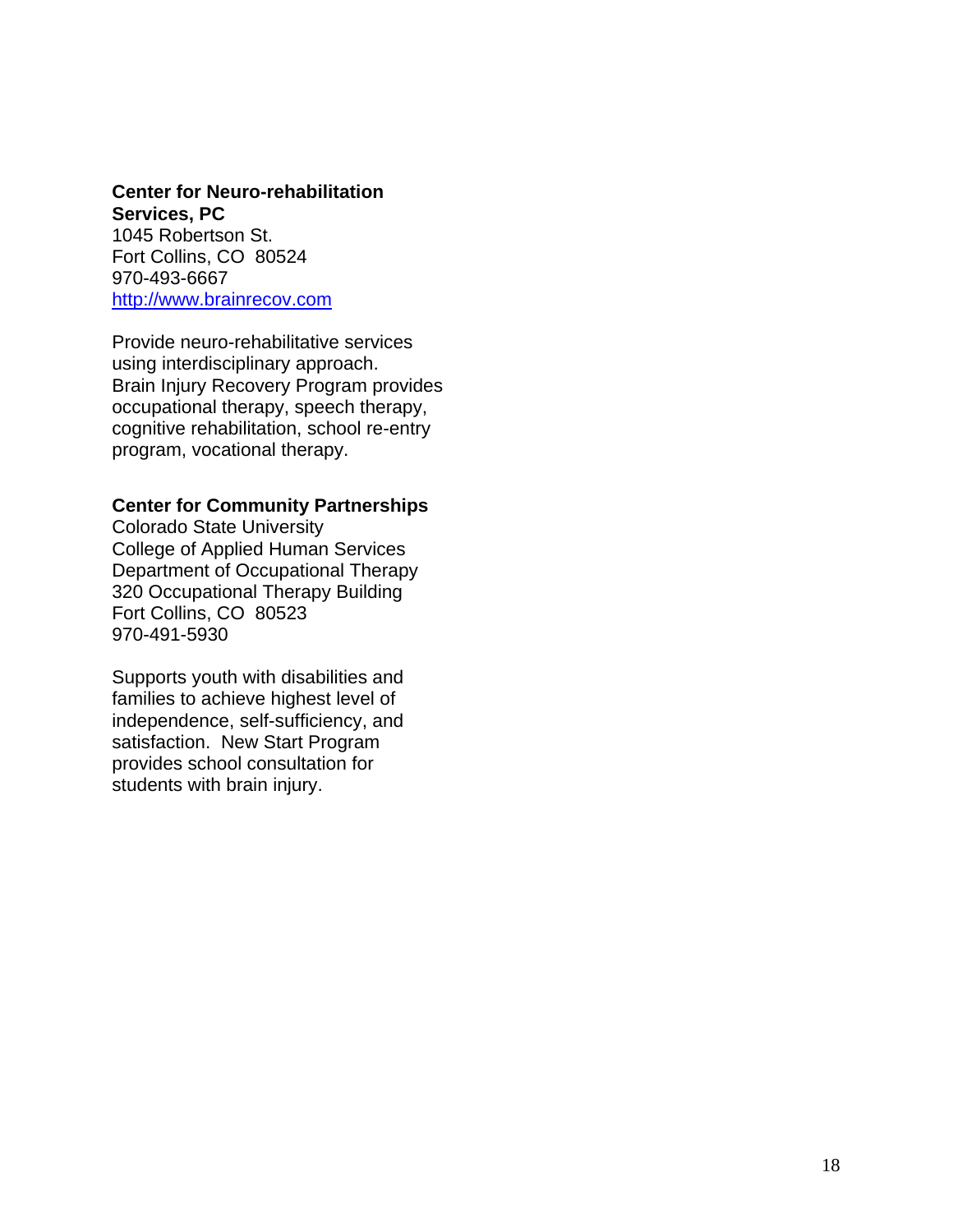**Center for Neuro-rehabilitation Services, PC**
1045 Robertson St.
Fort Collins, CO 80524
970-493-6667
http://www.brainrecov.com

Provide neuro-rehabilitative services using interdisciplinary approach. Brain Injury Recovery Program provides occupational therapy, speech therapy, cognitive rehabilitation, school re-entry program, vocational therapy.

**Center for Community Partnerships**
Colorado State University
College of Applied Human Services
Department of Occupational Therapy
320 Occupational Therapy Building
Fort Collins, CO 80523
970-491-5930

Supports youth with disabilities and families to achieve highest level of independence, self-sufficiency, and satisfaction. New Start Program provides school consultation for students with brain injury.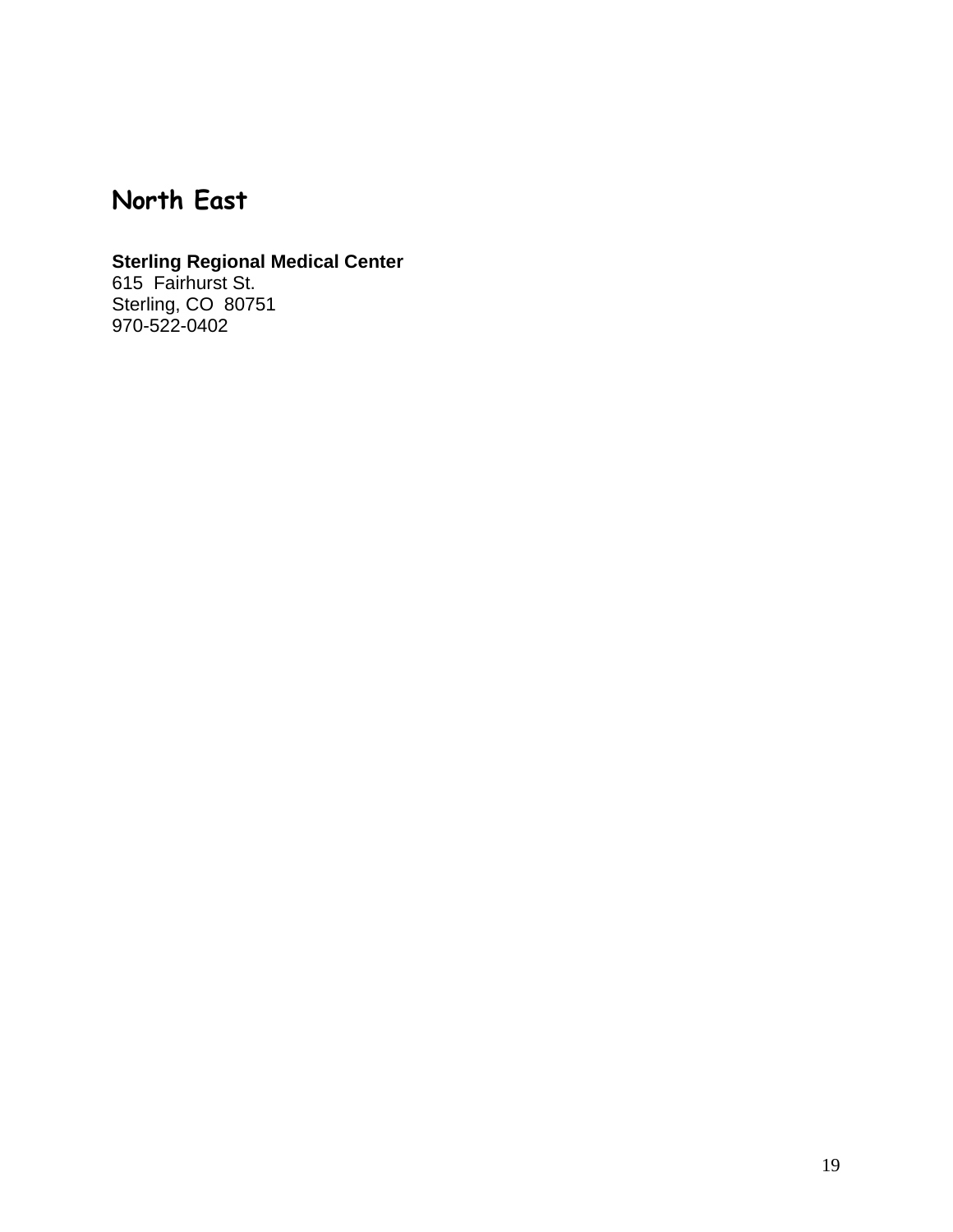## North East

**Sterling Regional Medical Center**
615 Fairhurst St.
Sterling, CO 80751
970-522-0402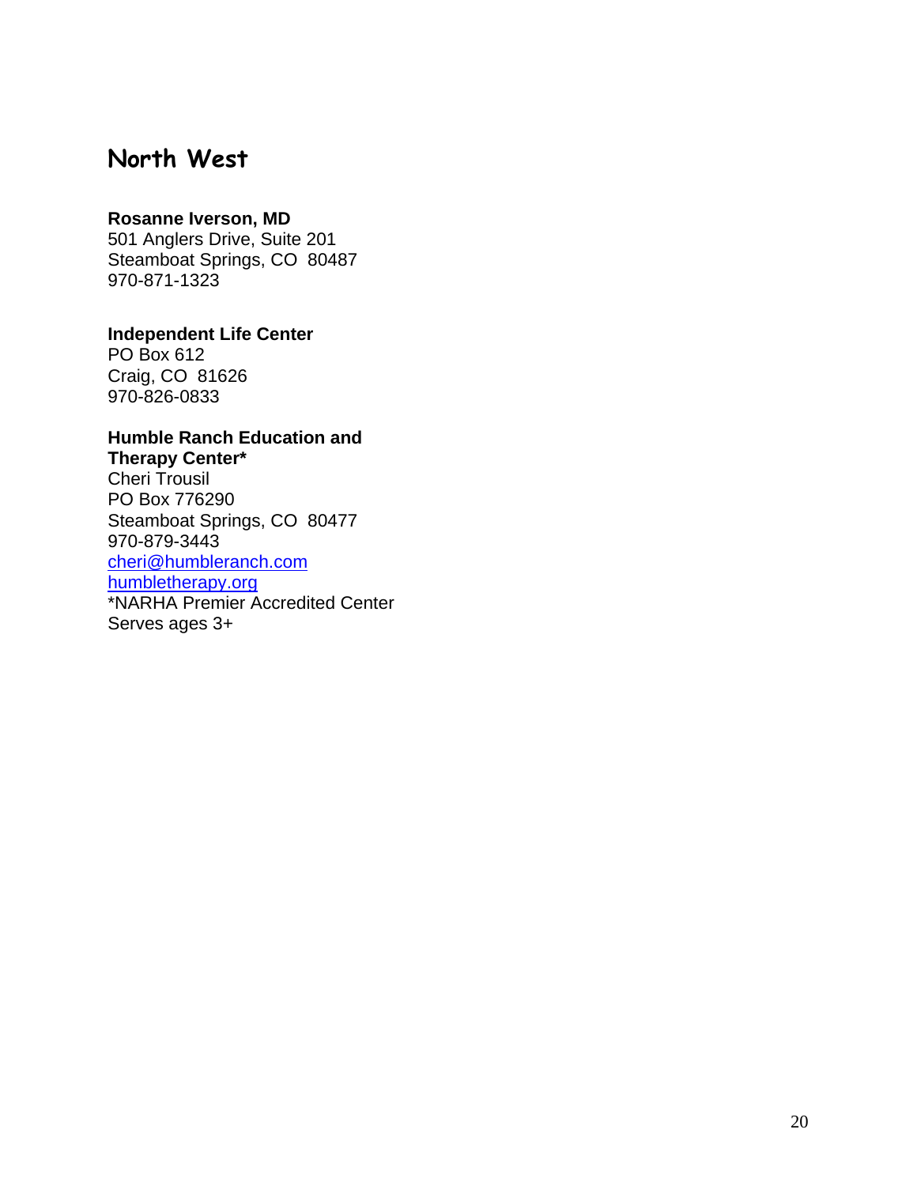## North West

**Rosanne Iverson, MD**
501 Anglers Drive, Suite 201
Steamboat Springs, CO  80487
970-871-1323

**Independent Life Center**
PO Box 612
Craig, CO  81626
970-826-0833

**Humble Ranch Education and Therapy Center***
Cheri Trousil
PO Box 776290
Steamboat Springs, CO  80477
970-879-3443
cheri@humbleranch.com
humbletherapy.org
*NARHA Premier Accredited Center
Serves ages 3+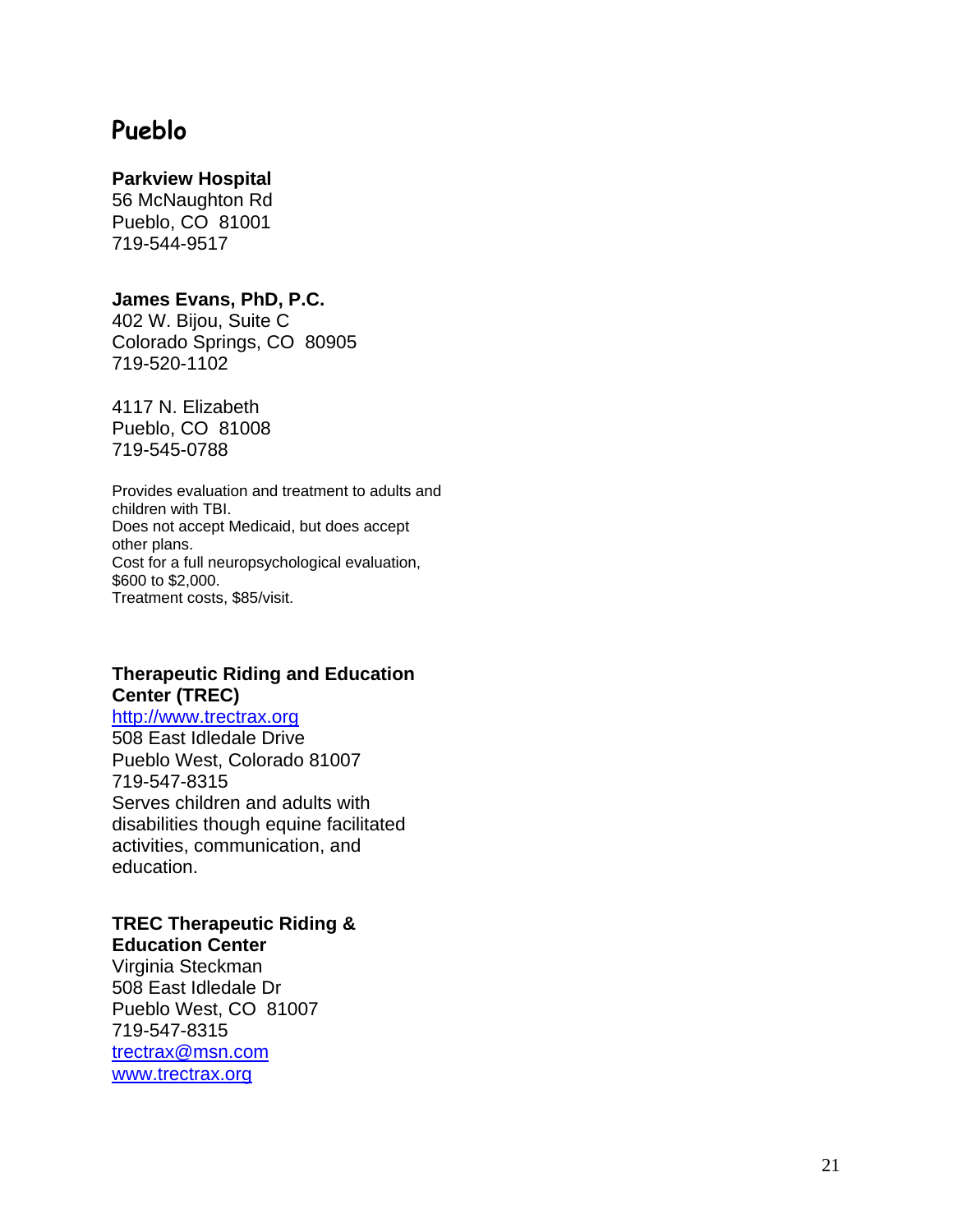# Pueblo

**Parkview Hospital**
56 McNaughton Rd
Pueblo, CO 81001
719-544-9517

**James Evans, PhD, P.C.**
402 W. Bijou, Suite C
Colorado Springs, CO 80905
719-520-1102

4117 N. Elizabeth
Pueblo, CO 81008
719-545-0788

Provides evaluation and treatment to adults and children with TBI.
Does not accept Medicaid, but does accept other plans.
Cost for a full neuropsychological evaluation, $600 to $2,000.
Treatment costs, $85/visit.

**Therapeutic Riding and Education Center (TREC)**
[http://www.trectrax.org](http://www.trectrax.org)
508 East Idledale Drive
Pueblo West, Colorado 81007
719-547-8315
Serves children and adults with disabilities though equine facilitated activities, communication, and education.

**TREC Therapeutic Riding & Education Center**
Virginia Steckman
508 East Idledale Dr
Pueblo West, CO 81007
719-547-8315
[trectrax@msn.com](mailto:trectrax@msn.com)
[www.trectrax.org](http://www.trectrax.org)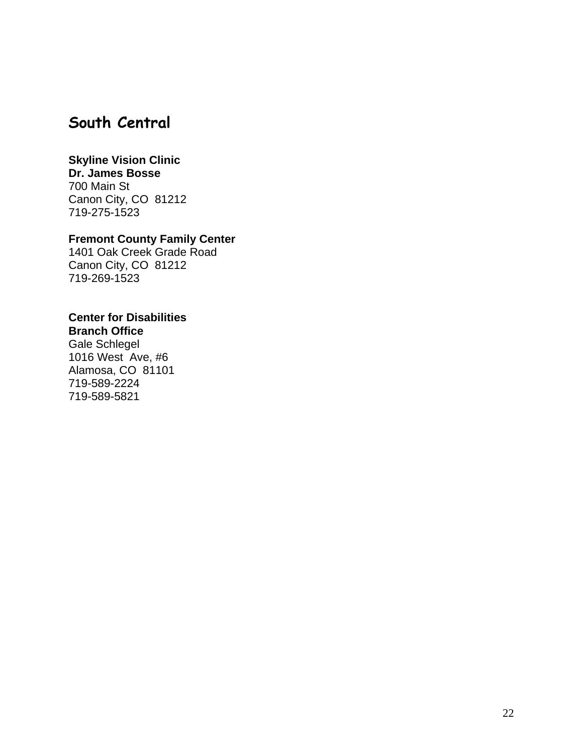## South Central

**Skyline Vision Clinic**
**Dr. James Bosse**
700 Main St
Canon City, CO 81212
719-275-1523

**Fremont County Family Center**
1401 Oak Creek Grade Road
Canon City, CO 81212
719-269-1523

**Center for Disabilities**
**Branch Office**
Gale Schlegel
1016 West Ave, #6
Alamosa, CO 81101
719-589-2224
719-589-5821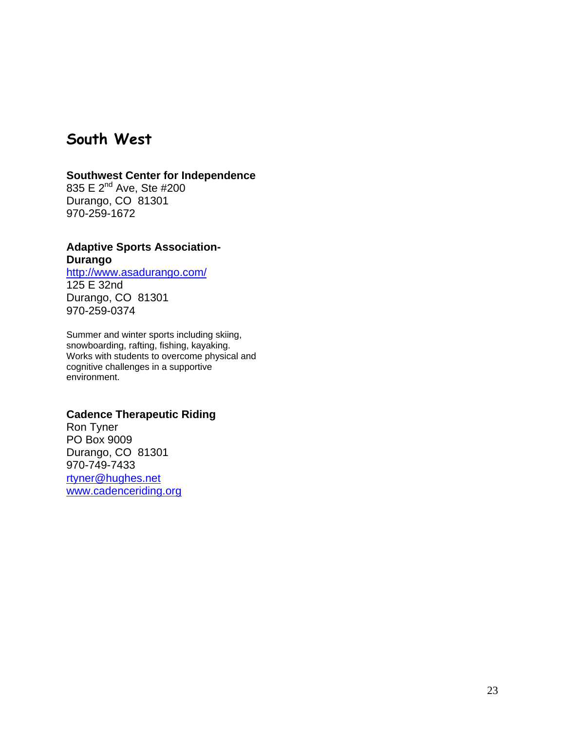## South West

**Southwest Center for Independence**
835 E 2nd Ave, Ste #200
Durango, CO 81301
970-259-1672

**Adaptive Sports Association-Durango**
http://www.asadurango.com/
125 E 32nd
Durango, CO 81301
970-259-0374

Summer and winter sports including skiing, snowboarding, rafting, fishing, kayaking. Works with students to overcome physical and cognitive challenges in a supportive environment.

**Cadence Therapeutic Riding**
Ron Tyner
PO Box 9009
Durango, CO 81301
970-749-7433
rtyner@hughes.net
www.cadenceriding.org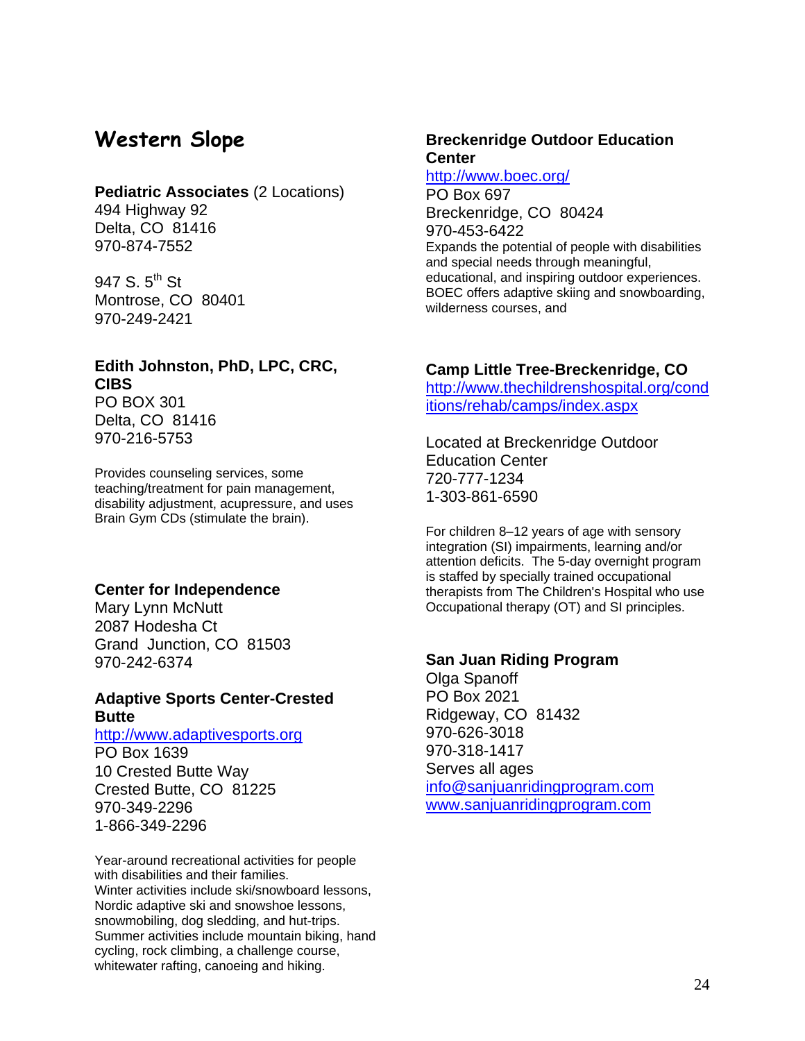# Western Slope

**Pediatric Associates** (2 Locations)
494 Highway 92
Delta, CO 81416
970-874-7552

947 S. 5th St
Montrose, CO 80401
970-249-2421

**Edith Johnston, PhD, LPC, CRC, CIBS**
PO BOX 301
Delta, CO 81416
970-216-5753

Provides counseling services, some teaching/treatment for pain management, disability adjustment, acupressure, and uses Brain Gym CDs (stimulate the brain).

**Center for Independence**
Mary Lynn McNutt
2087 Hodesha Ct
Grand Junction, CO 81503
970-242-6374

**Adaptive Sports Center-Crested Butte**
http://www.adaptivesports.org
PO Box 1639
10 Crested Butte Way
Crested Butte, CO 81225
970-349-2296
1-866-349-2296

Year-around recreational activities for people with disabilities and their families.
Winter activities include ski/snowboard lessons, Nordic adaptive ski and snowshoe lessons, snowmobiling, dog sledding, and hut-trips.
Summer activities include mountain biking, hand cycling, rock climbing, a challenge course, whitewater rafting, canoeing and hiking.

**Breckenridge Outdoor Education Center**
http://www.boec.org/
PO Box 697
Breckenridge, CO 80424
970-453-6422
Expands the potential of people with disabilities and special needs through meaningful, educational, and inspiring outdoor experiences. BOEC offers adaptive skiing and snowboarding, wilderness courses, and

**Camp Little Tree-Breckenridge, CO**
http://www.thechildrenshospital.org/conditions/rehab/camps/index.aspx

Located at Breckenridge Outdoor Education Center
720-777-1234
1-303-861-6590

For children 8–12 years of age with sensory integration (SI) impairments, learning and/or attention deficits. The 5-day overnight program is staffed by specially trained occupational therapists from The Children's Hospital who use Occupational therapy (OT) and SI principles.

**San Juan Riding Program**
Olga Spanoff
PO Box 2021
Ridgeway, CO 81432
970-626-3018
970-318-1417
Serves all ages
info@sanjuanridingprogram.com
www.sanjuanridingprogram.com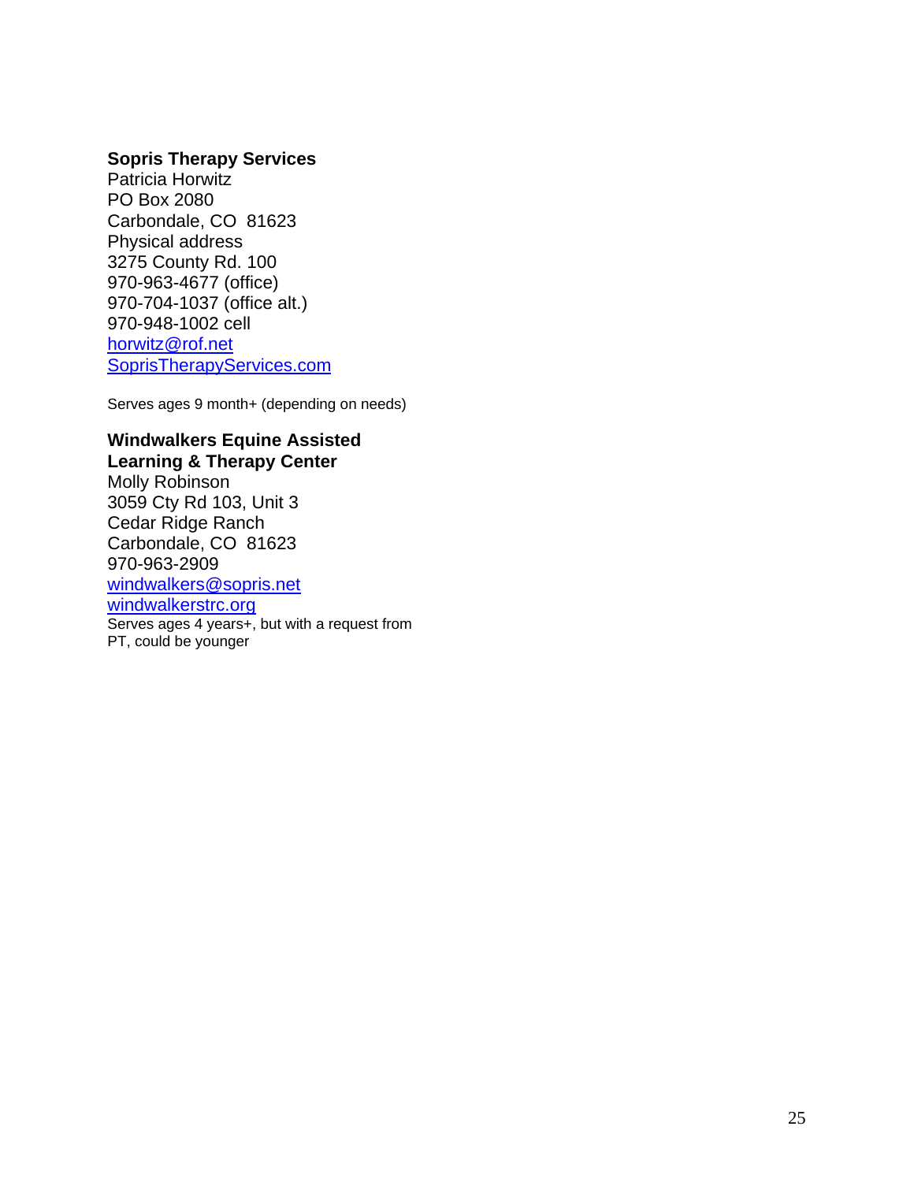**Sopris Therapy Services**
Patricia Horwitz
PO Box 2080
Carbondale, CO 81623
Physical address
3275 County Rd. 100
970-963-4677 (office)
970-704-1037 (office alt.)
970-948-1002 cell
horwitz@rof.net
SoprisTherapyServices.com

Serves ages 9 month+ (depending on needs)

**Windwalkers Equine Assisted Learning & Therapy Center**
Molly Robinson
3059 Cty Rd 103, Unit 3
Cedar Ridge Ranch
Carbondale, CO 81623
970-963-2909
windwalkers@sopris.net
windwalkerstrc.org
Serves ages 4 years+, but with a request from PT, could be younger